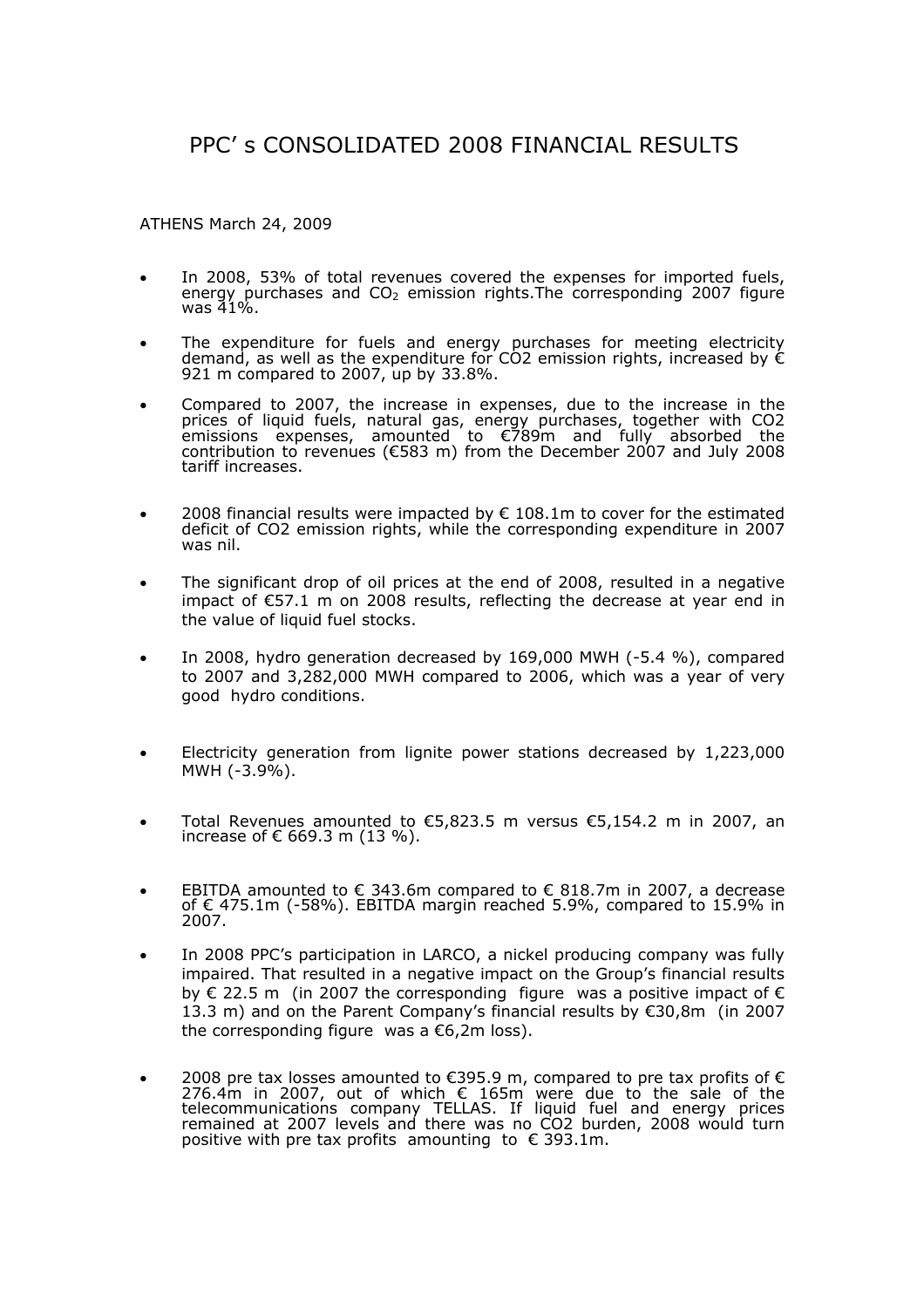# PPC' s CONSOLIDATED 2008 FINANCIAL RESULTS

ATHENS March 24, 2009

- In 2008, 53% of total revenues covered the expenses for imported fuels, energy purchases and $CO_2$ emission rights.The corresponding 2007 figure was 41%.
- The expenditure for fuels and energy purchases for meeting electricity demand, as well as the expenditure for CO2 emission rights, increased by € 921 m compared to 2007, up by 33.8%.
- Compared to 2007, the increase in expenses, due to the increase in the prices of liquid fuels, natural gas, energy purchases, together with CO2 emissions expenses, amounted to €789m and fully absorbed the contribution to revenues (€583 m) from the December 2007 and July 2008 tariff increases.
- 2008 financial results were impacted by € 108.1m to cover for the estimated deficit of CO2 emission rights, while the corresponding expenditure in 2007 was nil.
- The significant drop of oil prices at the end of 2008, resulted in a negative impact of €57.1 m on 2008 results, reflecting the decrease at year end in the value of liquid fuel stocks.
- In 2008, hydro generation decreased by 169,000 MWH (-5.4 %), compared to 2007 and 3,282,000 MWH compared to 2006, which was a year of very good hydro conditions.
- Electricity generation from lignite power stations decreased by 1,223,000 MWH (-3.9%).
- Total Revenues amounted to €5,823.5 m versus €5,154.2 m in 2007, an increase of € 669.3 m (13 %).
- EBITDA amounted to € 343.6m compared to € 818.7m in 2007, a decrease of € 475.1m (-58%). EBITDA margin reached 5.9%, compared to 15.9% in 2007.
- In 2008 PPC's participation in LARCO, a nickel producing company was fully impaired. That resulted in a negative impact on the Group's financial results by € 22.5 m (in 2007 the corresponding figure was a positive impact of € 13.3 m) and on the Parent Company's financial results by €30,8m (in 2007 the corresponding figure was a €6,2m loss).
- 2008 pre tax losses amounted to €395.9 m, compared to pre tax profits of € 276.4m in 2007, out of which € 165m were due to the sale of the telecommunications company TELLAS. If liquid fuel and energy prices remained at 2007 levels and there was no CO2 burden, 2008 would turn positive with pre tax profits amounting to € 393.1m.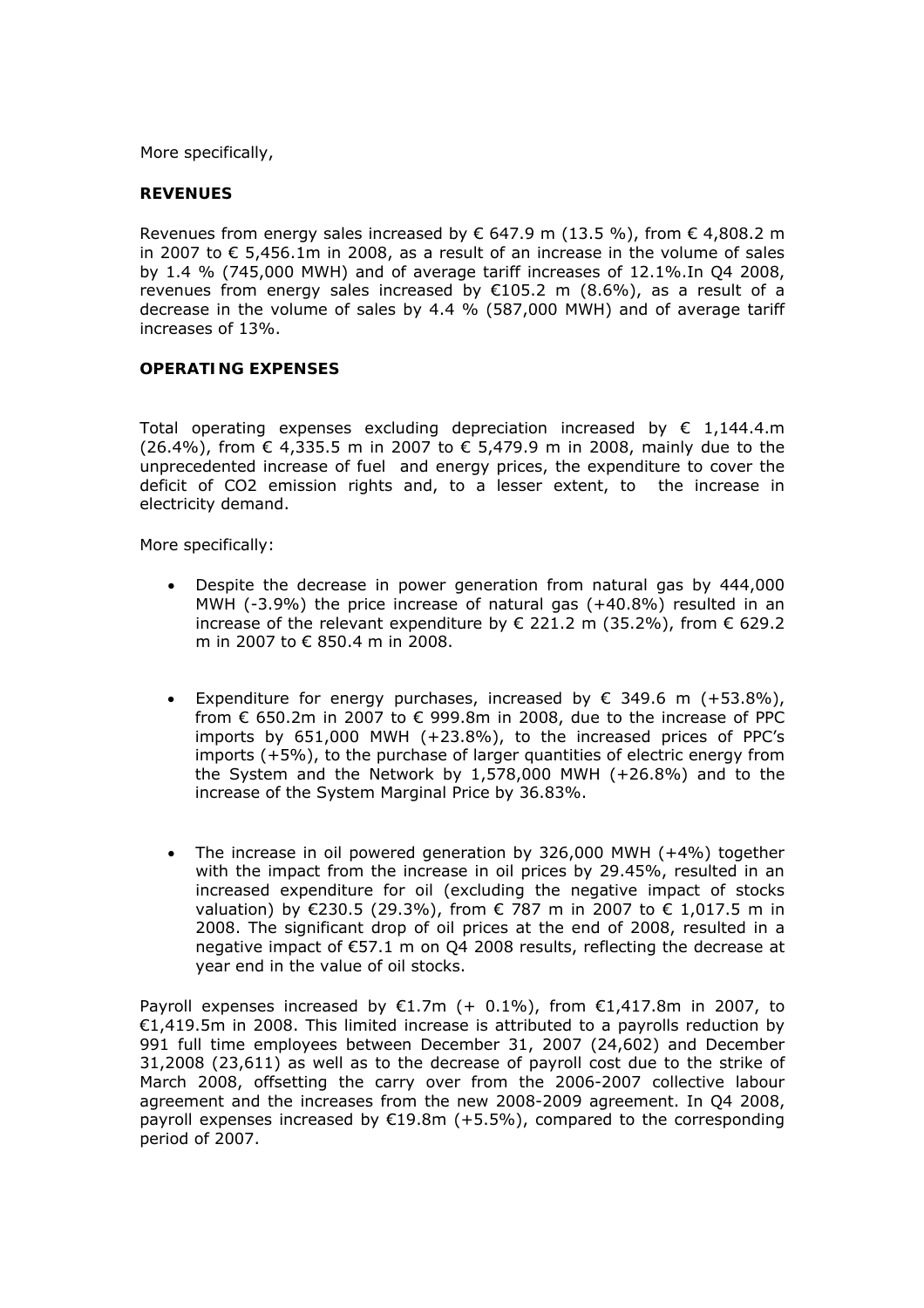More specifically,

**REVENUES**

Revenues from energy sales increased by € 647.9 m (13.5 %), from € 4,808.2 m in 2007 to € 5,456.1m in 2008, as a result of an increase in the volume of sales by 1.4 % (745,000 MWH) and of average tariff increases of 12.1%.In Q4 2008, revenues from energy sales increased by €105.2 m (8.6%), as a result of a decrease in the volume of sales by 4.4 % (587,000 MWH) and of average tariff increases of 13%.

**OPERATING EXPENSES**

Total operating expenses excluding depreciation increased by € 1,144.4.m (26.4%), from € 4,335.5 m in 2007 to € 5,479.9 m in 2008, mainly due to the unprecedented increase of fuel and energy prices, the expenditure to cover the deficit of CO2 emission rights and, to a lesser extent, to the increase in electricity demand.

More specifically:

- Despite the decrease in power generation from natural gas by 444,000 MWH (-3.9%) the price increase of natural gas (+40.8%) resulted in an increase of the relevant expenditure by € 221.2 m (35.2%), from € 629.2 m in 2007 to € 850.4 m in 2008.

- Expenditure for energy purchases, increased by € 349.6 m (+53.8%), from € 650.2m in 2007 to € 999.8m in 2008, due to the increase of PPC imports by 651,000 MWH (+23.8%), to the increased prices of PPC's imports (+5%), to the purchase of larger quantities of electric energy from the System and the Network by 1,578,000 MWH (+26.8%) and to the increase of the System Marginal Price by 36.83%.

- The increase in oil powered generation by 326,000 MWH (+4%) together with the impact from the increase in oil prices by 29.45%, resulted in an increased expenditure for oil (excluding the negative impact of stocks valuation) by €230.5 (29.3%), from € 787 m in 2007 to € 1,017.5 m in 2008. The significant drop of oil prices at the end of 2008, resulted in a negative impact of €57.1 m on Q4 2008 results, reflecting the decrease at year end in the value of oil stocks.

Payroll expenses increased by €1.7m (+ 0.1%), from €1,417.8m in 2007, to €1,419.5m in 2008. This limited increase is attributed to a payrolls reduction by 991 full time employees between December 31, 2007 (24,602) and December 31,2008 (23,611) as well as to the decrease of payroll cost due to the strike of March 2008, offsetting the carry over from the 2006-2007 collective labour agreement and the increases from the new 2008-2009 agreement. In Q4 2008, payroll expenses increased by €19.8m (+5.5%), compared to the corresponding period of 2007.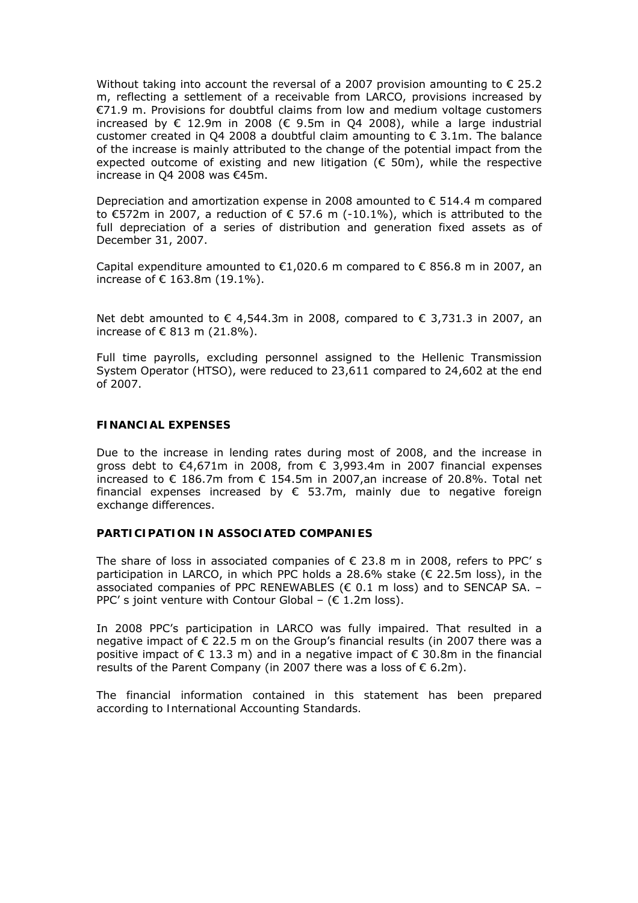Without taking into account the reversal of a 2007 provision amounting to € 25.2 m, reflecting a settlement of a receivable from LARCO, provisions increased by €71.9 m. Provisions for doubtful claims from low and medium voltage customers increased by € 12.9m in 2008 (€ 9.5m in Q4 2008), while a large industrial customer created in Q4 2008 a doubtful claim amounting to € 3.1m. The balance of the increase is mainly attributed to the change of the potential impact from the expected outcome of existing and new litigation (€ 50m), while the respective increase in Q4 2008 was €45m.

Depreciation and amortization expense in 2008 amounted to € 514.4 m compared to €572m in 2007, a reduction of € 57.6 m (-10.1%), which is attributed to the full depreciation of a series of distribution and generation fixed assets as of December 31, 2007.

Capital expenditure amounted to €1,020.6 m compared to € 856.8 m in 2007, an increase of € 163.8m (19.1%).

Net debt amounted to € 4,544.3m in 2008, compared to € 3,731.3 in 2007, an increase of € 813 m (21.8%).

Full time payrolls, excluding personnel assigned to the Hellenic Transmission System Operator (HTSO), were reduced to 23,611 compared to 24,602 at the end of 2007.

**FINANCIAL EXPENSES**

Due to the increase in lending rates during most of 2008, and the increase in gross debt to €4,671m in 2008, from € 3,993.4m in 2007 financial expenses increased to € 186.7m from € 154.5m in 2007,an increase of 20.8%. Total net financial expenses increased by € 53.7m, mainly due to negative foreign exchange differences.

**PARTICIPATION IN ASSOCIATED COMPANIES**

The share of loss in associated companies of € 23.8 m in 2008, refers to PPC' s participation in LARCO, in which PPC holds a 28.6% stake (€ 22.5m loss), in the associated companies of PPC RENEWABLES (€ 0.1 m loss) and to SENCAP SA. – PPC' s joint venture with Contour Global – (€ 1.2m loss).

In 2008 PPC's participation in LARCO was fully impaired. That resulted in a negative impact of € 22.5 m on the Group's financial results (in 2007 there was a positive impact of € 13.3 m) and in a negative impact of € 30.8m in the financial results of the Parent Company (in 2007 there was a loss of € 6.2m).

The financial information contained in this statement has been prepared according to International Accounting Standards.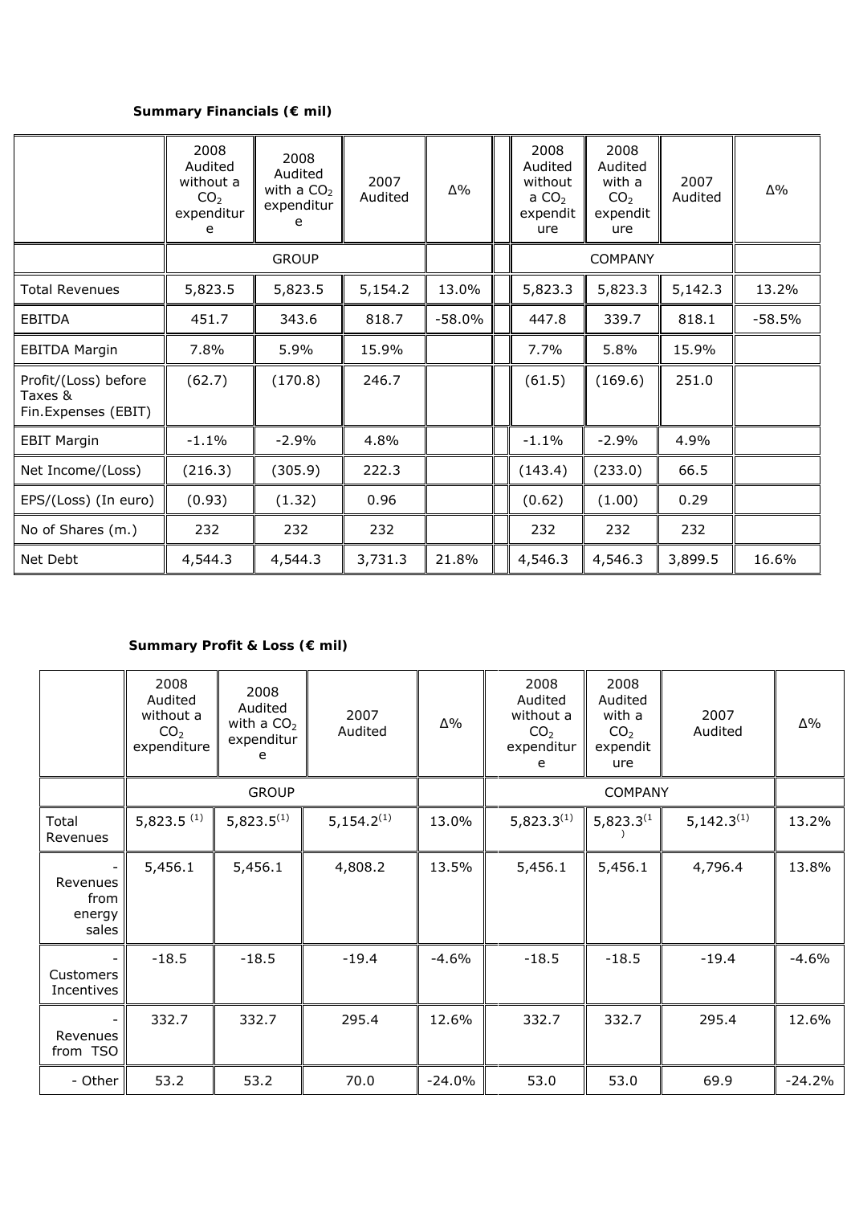**Summary Financials (€ mil)**

| | 2008 Audited without a $CO_2$ expenditure | 2008 Audited with a $CO_2$ expenditure | 2007 Audited | Δ% | | 2008 Audited without a $CO_2$ expenditure | 2008 Audited with a $CO_2$ expenditure | 2007 Audited | Δ% |
|---|---|---|---|---|---|---|---|---|---|
| | GROUP | | | | | COMPANY | | | |
| Total Revenues | 5,823.5 | 5,823.5 | 5,154.2 | 13.0% | | 5,823.3 | 5,823.3 | 5,142.3 | 13.2% |
| EBITDA | 451.7 | 343.6 | 818.7 | -58.0% | | 447.8 | 339.7 | 818.1 | -58.5% |
| EBITDA Margin | 7.8% | 5.9% | 15.9% | | | 7.7% | 5.8% | 15.9% | |
| Profit/(Loss) before Taxes & Fin.Expenses (EBIT) | (62.7) | (170.8) | 246.7 | | | (61.5) | (169.6) | 251.0 | |
| EBIT Margin | -1.1% | -2.9% | 4.8% | | | -1.1% | -2.9% | 4.9% | |
| Net Income/(Loss) | (216.3) | (305.9) | 222.3 | | | (143.4) | (233.0) | 66.5 | |
| EPS/(Loss) (In euro) | (0.93) | (1.32) | 0.96 | | | (0.62) | (1.00) | 0.29 | |
| No of Shares (m.) | 232 | 232 | 232 | | | 232 | 232 | 232 | |
| Net Debt | 4,544.3 | 4,544.3 | 3,731.3 | 21.8% | | 4,546.3 | 4,546.3 | 3,899.5 | 16.6% |

**Summary Profit & Loss (€ mil)**

| | 2008 Audited without a $CO_2$ expenditure | 2008 Audited with a $CO_2$ expenditure | 2007 Audited | Δ% | 2008 Audited without a $CO_2$ expenditure | 2008 Audited with a $CO_2$ expenditure | 2007 Audited | Δ% |
|---|---|---|---|---|---|---|---|---|
| | GROUP | | | | COMPANY | | | |
| Total Revenues | 5,823.5 [(1)] | 5,823.5[(1)] | 5,154.2[(1)] | 13.0% | 5,823.3[(1)] | 5,823.3[(1)] | 5,142.3[(1)] | 13.2% |
| - Revenues from energy sales | 5,456.1 | 5,456.1 | 4,808.2 | 13.5% | 5,456.1 | 5,456.1 | 4,796.4 | 13.8% |
| - Customers Incentives | -18.5 | -18.5 | -19.4 | -4.6% | -18.5 | -18.5 | -19.4 | -4.6% |
| - Revenues from TSO | 332.7 | 332.7 | 295.4 | 12.6% | 332.7 | 332.7 | 295.4 | 12.6% |
| - Other | 53.2 | 53.2 | 70.0 | -24.0% | 53.0 | 53.0 | 69.9 | -24.2% |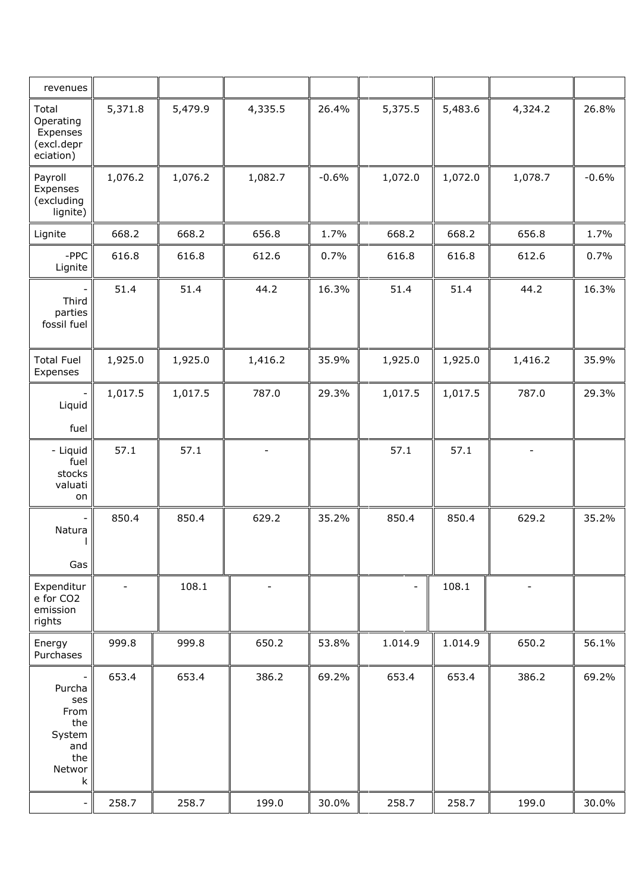| revenues | | | | | | | | |
|---|---|---|---|---|---|---|---|---|
| Total Operating Expenses (excl.depreciation) | 5,371.8 | 5,479.9 | 4,335.5 | 26.4% | 5,375.5 | 5,483.6 | 4,324.2 | 26.8% |
| Payroll Expenses (excluding lignite) | 1,076.2 | 1,076.2 | 1,082.7 | -0.6% | 1,072.0 | 1,072.0 | 1,078.7 | -0.6% |
| Lignite | 668.2 | 668.2 | 656.8 | 1.7% | 668.2 | 668.2 | 656.8 | 1.7% |
| -PPC Lignite | 616.8 | 616.8 | 612.6 | 0.7% | 616.8 | 616.8 | 612.6 | 0.7% |
| - Third parties fossil fuel | 51.4 | 51.4 | 44.2 | 16.3% | 51.4 | 51.4 | 44.2 | 16.3% |
| Total Fuel Expenses | 1,925.0 | 1,925.0 | 1,416.2 | 35.9% | 1,925.0 | 1,925.0 | 1,416.2 | 35.9% |
| - Liquid fuel | 1,017.5 | 1,017.5 | 787.0 | 29.3% | 1,017.5 | 1,017.5 | 787.0 | 29.3% |
| - Liquid fuel stocks valuation | 57.1 | 57.1 | - | | 57.1 | 57.1 | - | |
| - Natural Gas | 850.4 | 850.4 | 629.2 | 35.2% | 850.4 | 850.4 | 629.2 | 35.2% |
| Expenditure for $CO_2$ emission rights | - | 108.1 | - | | - | 108.1 | - | |
| Energy Purchases | 999.8 | 999.8 | 650.2 | 53.8% | 1.014.9 | 1.014.9 | 650.2 | 56.1% |
| - Purchases From the System and the Network | 653.4 | 653.4 | 386.2 | 69.2% | 653.4 | 653.4 | 386.2 | 69.2% |
| - | 258.7 | 258.7 | 199.0 | 30.0% | 258.7 | 258.7 | 199.0 | 30.0% |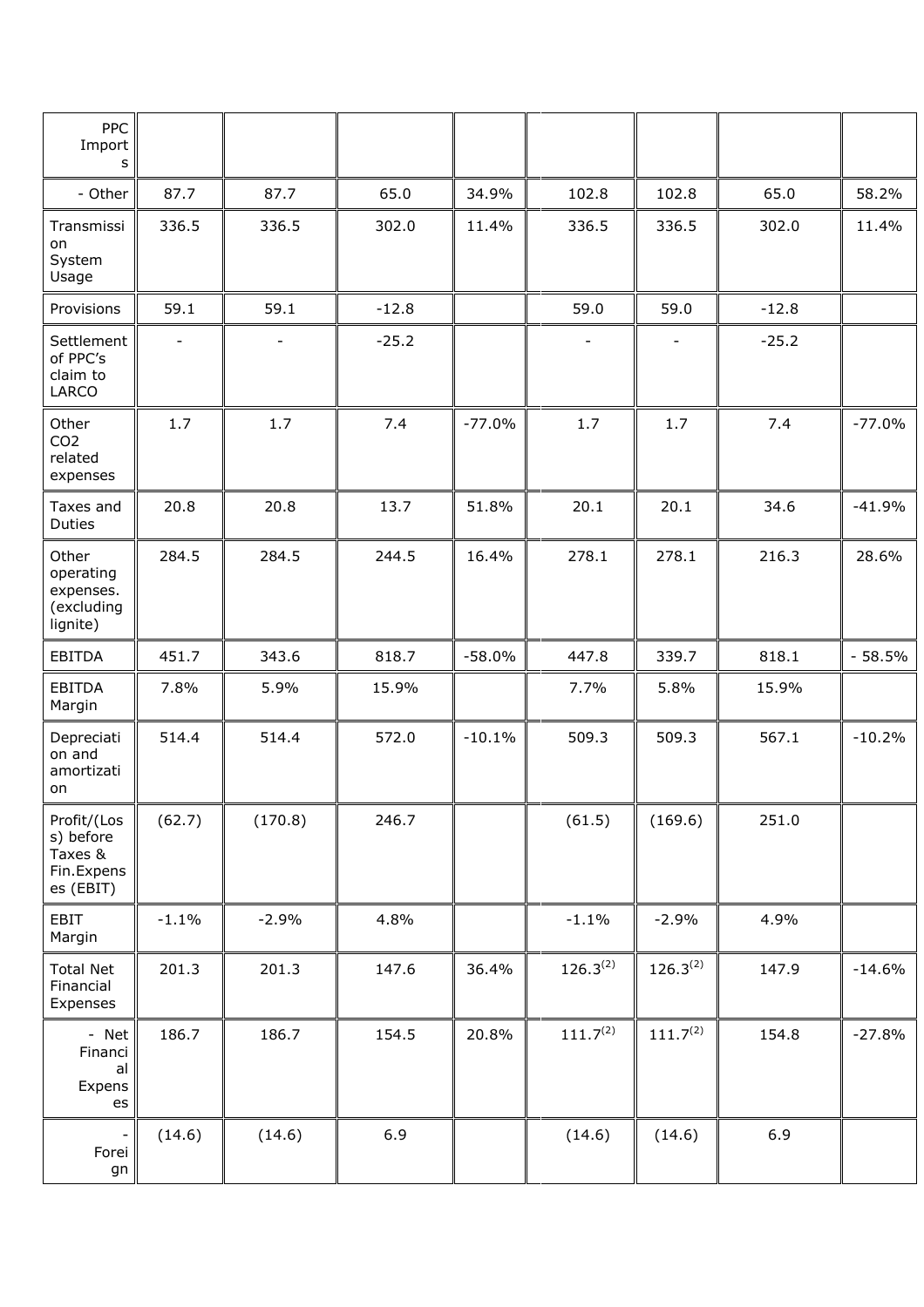| PPC Imports | | | | | | | | |
|---|---|---|---|---|---|---|---|---|
| - Other | 87.7 | 87.7 | 65.0 | 34.9% | 102.8 | 102.8 | 65.0 | 58.2% |
| Transmission System Usage | 336.5 | 336.5 | 302.0 | 11.4% | 336.5 | 336.5 | 302.0 | 11.4% |
| Provisions | 59.1 | 59.1 | -12.8 | | 59.0 | 59.0 | -12.8 | |
| Settlement of PPC's claim to LARCO | - | - | -25.2 | | - | - | -25.2 | |
| Other $CO_2$ related expenses | 1.7 | 1.7 | 7.4 | -77.0% | 1.7 | 1.7 | 7.4 | -77.0% |
| Taxes and Duties | 20.8 | 20.8 | 13.7 | 51.8% | 20.1 | 20.1 | 34.6 | -41.9% |
| Other operating expenses. (excluding lignite) | 284.5 | 284.5 | 244.5 | 16.4% | 278.1 | 278.1 | 216.3 | 28.6% |
| EBITDA | 451.7 | 343.6 | 818.7 | -58.0% | 447.8 | 339.7 | 818.1 | - 58.5% |
| EBITDA Margin | 7.8% | 5.9% | 15.9% | | 7.7% | 5.8% | 15.9% | |
| Depreciation and amortization | 514.4 | 514.4 | 572.0 | -10.1% | 509.3 | 509.3 | 567.1 | -10.2% |
| Profit/(Loss) before Taxes & Fin.Expenses (EBIT) | (62.7) | (170.8) | 246.7 | | (61.5) | (169.6) | 251.0 | |
| EBIT Margin | -1.1% | -2.9% | 4.8% | | -1.1% | -2.9% | 4.9% | |
| Total Net Financial Expenses | 201.3 | 201.3 | 147.6 | 36.4% | 126.3[(2)] | 126.3[(2)] | 147.9 | -14.6% |
| - Net Financial Expenses | 186.7 | 186.7 | 154.5 | 20.8% | 111.7[(2)] | 111.7[(2)] | 154.8 | -27.8% |
| - Foreign | (14.6) | (14.6) | 6.9 | | (14.6) | (14.6) | 6.9 | |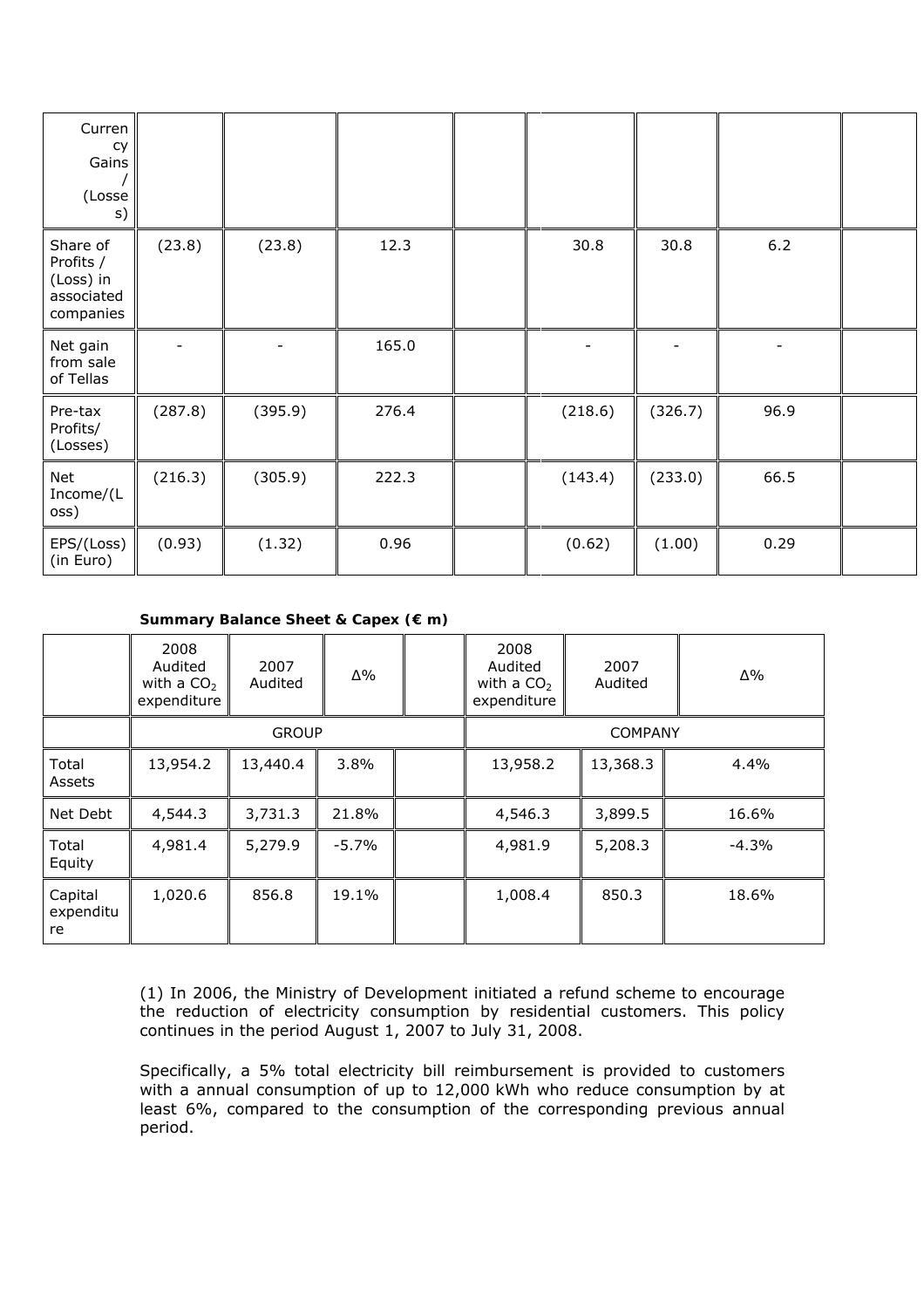| Currency Gains / (Losses) | | | | | | | | |
|---|---|---|---|---|---|---|---|---|
| Share of Profits / (Loss) in associated companies | (23.8) | (23.8) | 12.3 | | 30.8 | 30.8 | 6.2 | |
| Net gain from sale of Tellas | - | - | 165.0 | | - | - | - | |
| Pre-tax Profits/ (Losses) | (287.8) | (395.9) | 276.4 | | (218.6) | (326.7) | 96.9 | |
| Net Income/(Loss) | (216.3) | (305.9) | 222.3 | | (143.4) | (233.0) | 66.5 | |
| EPS/(Loss) (in Euro) | (0.93) | (1.32) | 0.96 | | (0.62) | (1.00) | 0.29 | |

**Summary Balance Sheet & Capex (€ m)**

| | 2008 Audited with a $CO_2$ expenditure | 2007 Audited | Δ% | | 2008 Audited with a $CO_2$ expenditure | 2007 Audited | Δ% |
|---|---|---|---|---|---|---|---|
| | GROUP | | | | COMPANY | | |
| Total Assets | 13,954.2 | 13,440.4 | 3.8% | | 13,958.2 | 13,368.3 | 4.4% |
| Net Debt | 4,544.3 | 3,731.3 | 21.8% | | 4,546.3 | 3,899.5 | 16.6% |
| Total Equity | 4,981.4 | 5,279.9 | -5.7% | | 4,981.9 | 5,208.3 | -4.3% |
| Capital expenditure | 1,020.6 | 856.8 | 19.1% | | 1,008.4 | 850.3 | 18.6% |

(1) In 2006, the Ministry of Development initiated a refund scheme to encourage the reduction of electricity consumption by residential customers. This policy continues in the period August 1, 2007 to July 31, 2008.

Specifically, a 5% total electricity bill reimbursement is provided to customers with a annual consumption of up to 12,000 kWh who reduce consumption by at least 6%, compared to the consumption of the corresponding previous annual period.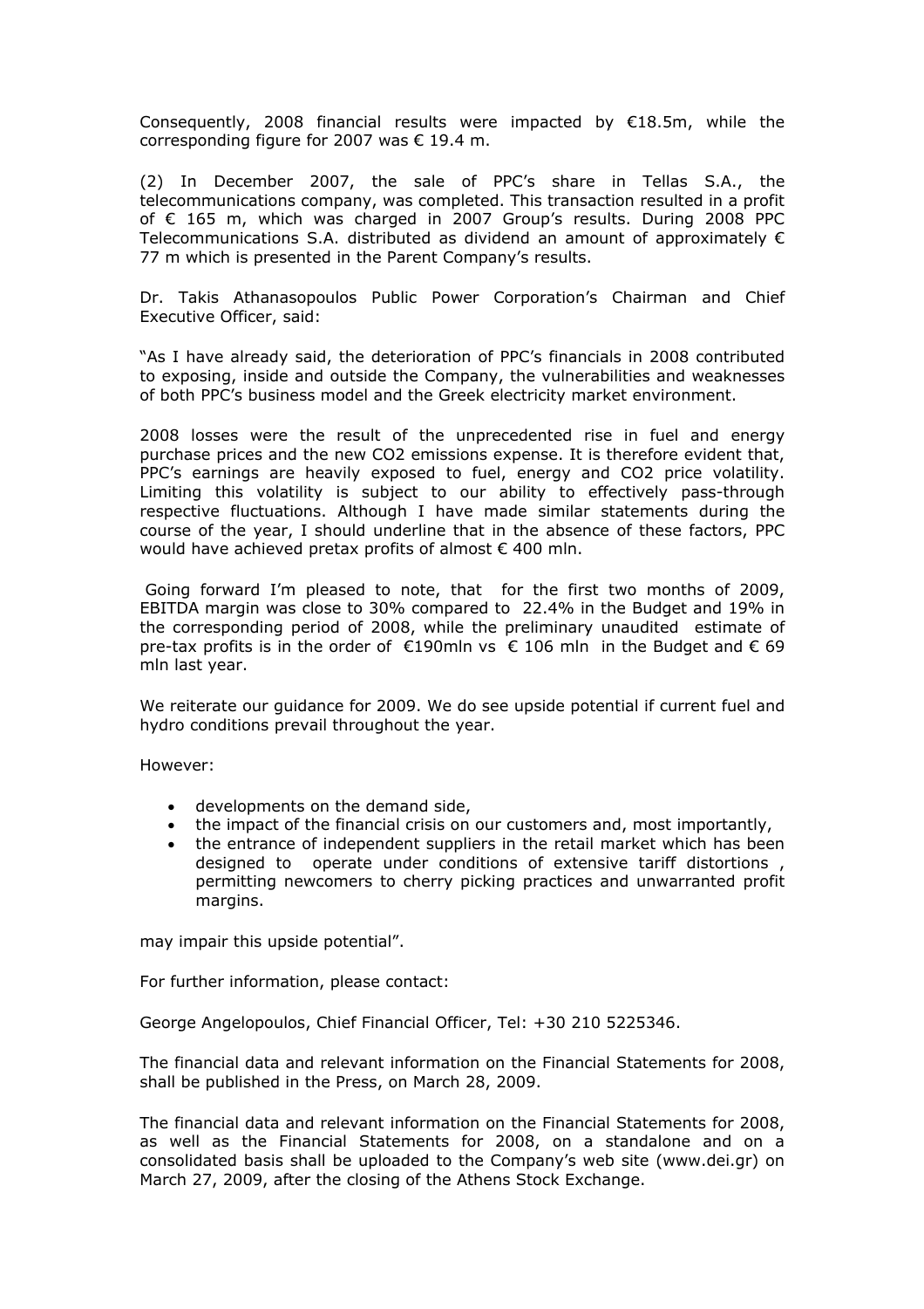Consequently, 2008 financial results were impacted by €18.5m, while the corresponding figure for 2007 was € 19.4 m.

(2) In December 2007, the sale of PPC's share in Tellas S.A., the telecommunications company, was completed. This transaction resulted in a profit of € 165 m, which was charged in 2007 Group's results. During 2008 PPC Telecommunications S.A. distributed as dividend an amount of approximately € 77 m which is presented in the Parent Company's results.

Dr. Takis Athanasopoulos Public Power Corporation's Chairman and Chief Executive Officer, said:

"As I have already said, the deterioration of PPC's financials in 2008 contributed to exposing, inside and outside the Company, the vulnerabilities and weaknesses of both PPC's business model and the Greek electricity market environment.

2008 losses were the result of the unprecedented rise in fuel and energy purchase prices and the new $CO_2$ emissions expense. It is therefore evident that, PPC's earnings are heavily exposed to fuel, energy and $CO_2$ price volatility. Limiting this volatility is subject to our ability to effectively pass-through respective fluctuations. Although I have made similar statements during the course of the year, I should underline that in the absence of these factors, PPC would have achieved pretax profits of almost € 400 mln.

Going forward I'm pleased to note, that for the first two months of 2009, EBITDA margin was close to 30% compared to 22.4% in the Budget and 19% in the corresponding period of 2008, while the preliminary unaudited estimate of pre-tax profits is in the order of €190mln vs € 106 mln in the Budget and € 69 mln last year.

We reiterate our guidance for 2009. We do see upside potential if current fuel and hydro conditions prevail throughout the year.

However:

- developments on the demand side,
- the impact of the financial crisis on our customers and, most importantly,
- the entrance of independent suppliers in the retail market which has been designed to operate under conditions of extensive tariff distortions , permitting newcomers to cherry picking practices and unwarranted profit margins.

may impair this upside potential".

For further information, please contact:

George Angelopoulos, Chief Financial Officer, Tel: +30 210 5225346.

The financial data and relevant information on the Financial Statements for 2008, shall be published in the Press, on March 28, 2009.

The financial data and relevant information on the Financial Statements for 2008, as well as the Financial Statements for 2008, on a standalone and on a consolidated basis shall be uploaded to the Company's web site (www.dei.gr) on March 27, 2009, after the closing of the Athens Stock Exchange.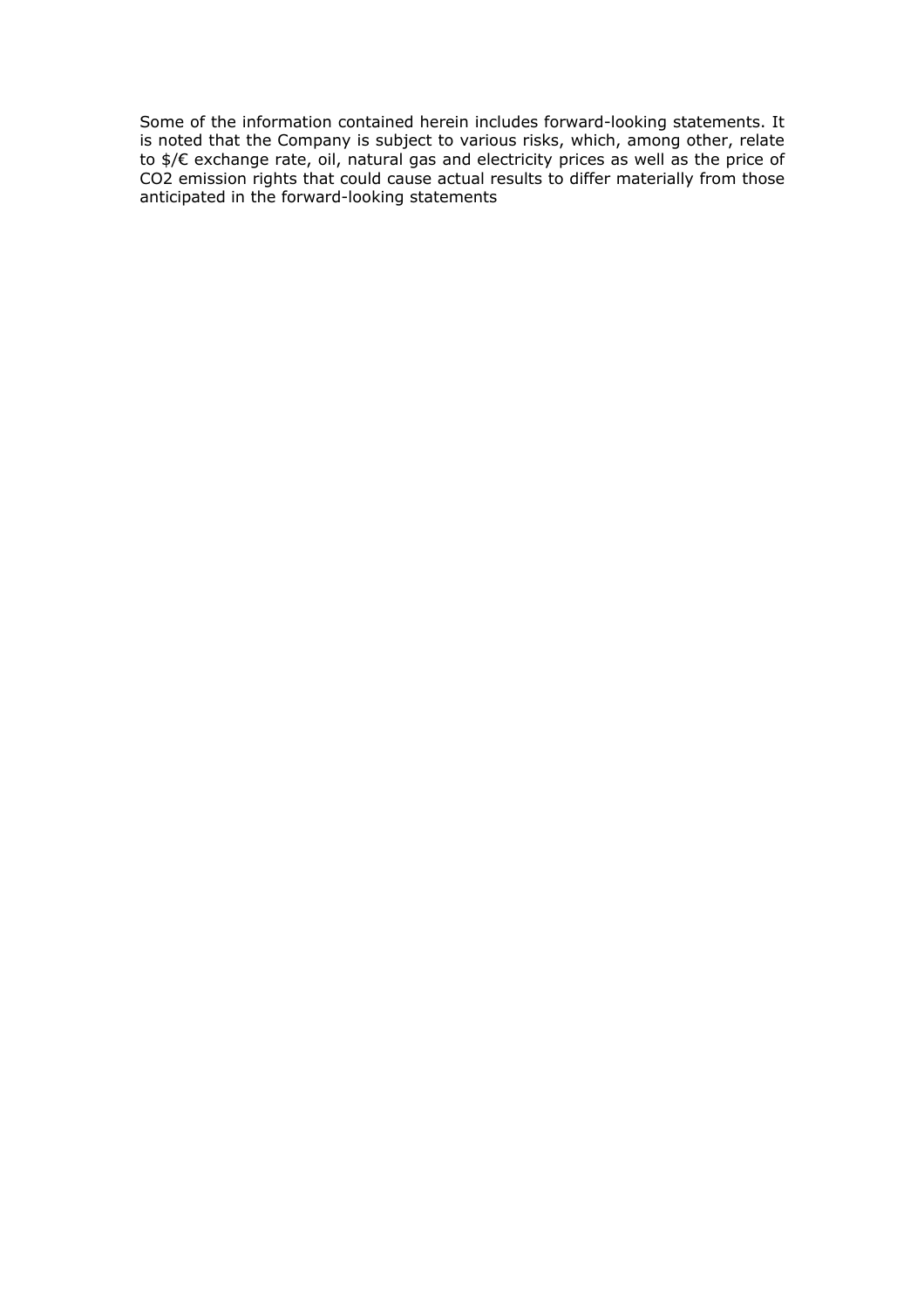Some of the information contained herein includes forward-looking statements. It is noted that the Company is subject to various risks, which, among other, relate to $/€ exchange rate, oil, natural gas and electricity prices as well as the price of $CO_2$ emission rights that could cause actual results to differ materially from those anticipated in the forward-looking statements